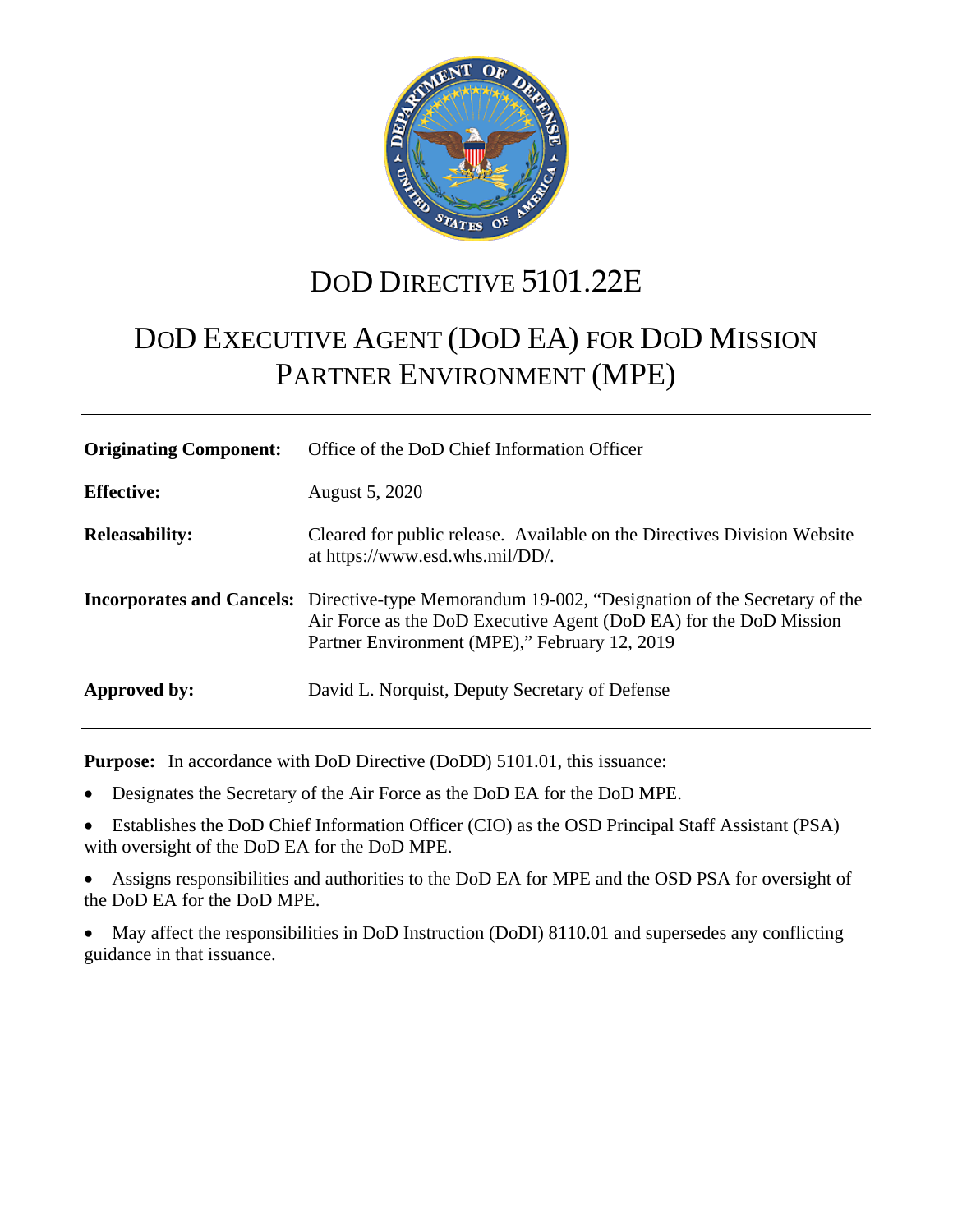# DoD Directive 5101.22E

# DoD Executive Agent (DoD EA) for DoD Mission Partner Environment (MPE)

| | |
|---|---|
| **Originating Component:** | Office of the DoD Chief Information Officer |
| **Effective:** | August 5, 2020 |
| **Releasability:** | Cleared for public release. Available on the Directives Division Website at https://www.esd.whs.mil/DD/. |
| **Incorporates and Cancels:** | Directive-type Memorandum 19-002, "Designation of the Secretary of the Air Force as the DoD Executive Agent (DoD EA) for the DoD Mission Partner Environment (MPE)," February 12, 2019 |
| **Approved by:** | David L. Norquist, Deputy Secretary of Defense |

**Purpose:** In accordance with DoD Directive (DoDD) 5101.01, this issuance:

- Designates the Secretary of the Air Force as the DoD EA for the DoD MPE.
- Establishes the DoD Chief Information Officer (CIO) as the OSD Principal Staff Assistant (PSA) with oversight of the DoD EA for the DoD MPE.
- Assigns responsibilities and authorities to the DoD EA for MPE and the OSD PSA for oversight of the DoD EA for the DoD MPE.
- May affect the responsibilities in DoD Instruction (DoDI) 8110.01 and supersedes any conflicting guidance in that issuance.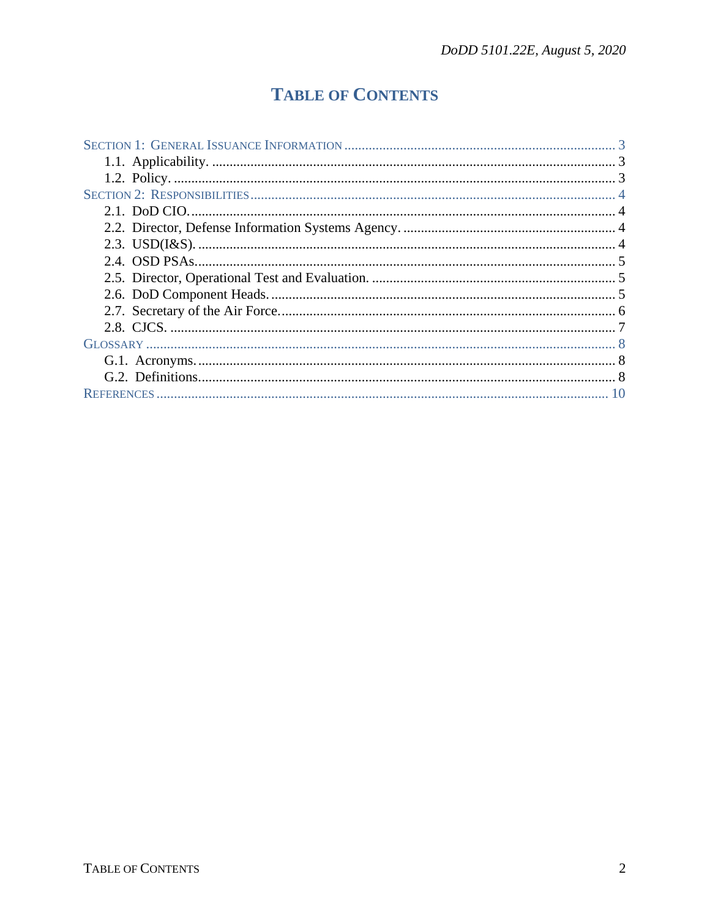# TABLE OF CONTENTS

SECTION 1: GENERAL ISSUANCE INFORMATION ............................................................................ 3
  1.1. Applicability. ................................................................................................................... 3
  1.2. Policy. ............................................................................................................................. 3
SECTION 2: RESPONSIBILITIES ........................................................................................................ 4
  2.1. DoD CIO. ......................................................................................................................... 4
  2.2. Director, Defense Information Systems Agency. ............................................................ 4
  2.3. USD(I&S). ....................................................................................................................... 4
  2.4. OSD PSAs. ...................................................................................................................... 5
  2.5. Director, Operational Test and Evaluation. ..................................................................... 5
  2.6. DoD Component Heads. .................................................................................................. 5
  2.7. Secretary of the Air Force. ............................................................................................... 6
  2.8. CJCS. ............................................................................................................................... 7
GLOSSARY ........................................................................................................................................ 8
  G.1. Acronyms. ....................................................................................................................... 8
  G.2. Definitions. ...................................................................................................................... 8
REFERENCES .................................................................................................................................... 10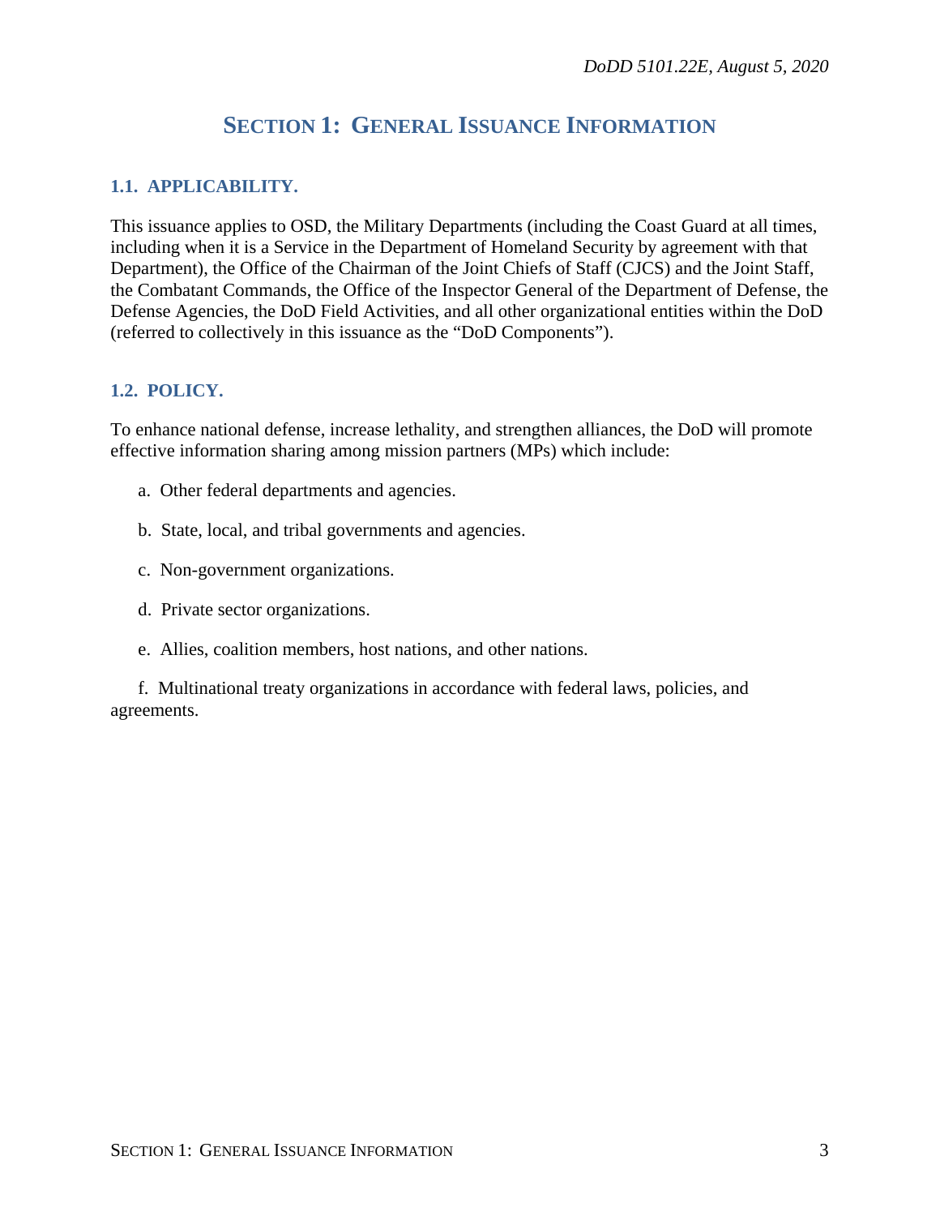# SECTION 1: GENERAL ISSUANCE INFORMATION

## 1.1. APPLICABILITY.

This issuance applies to OSD, the Military Departments (including the Coast Guard at all times, including when it is a Service in the Department of Homeland Security by agreement with that Department), the Office of the Chairman of the Joint Chiefs of Staff (CJCS) and the Joint Staff, the Combatant Commands, the Office of the Inspector General of the Department of Defense, the Defense Agencies, the DoD Field Activities, and all other organizational entities within the DoD (referred to collectively in this issuance as the "DoD Components").

## 1.2. POLICY.

To enhance national defense, increase lethality, and strengthen alliances, the DoD will promote effective information sharing among mission partners (MPs) which include:

a. Other federal departments and agencies.

b. State, local, and tribal governments and agencies.

c. Non-government organizations.

d. Private sector organizations.

e. Allies, coalition members, host nations, and other nations.

f. Multinational treaty organizations in accordance with federal laws, policies, and agreements.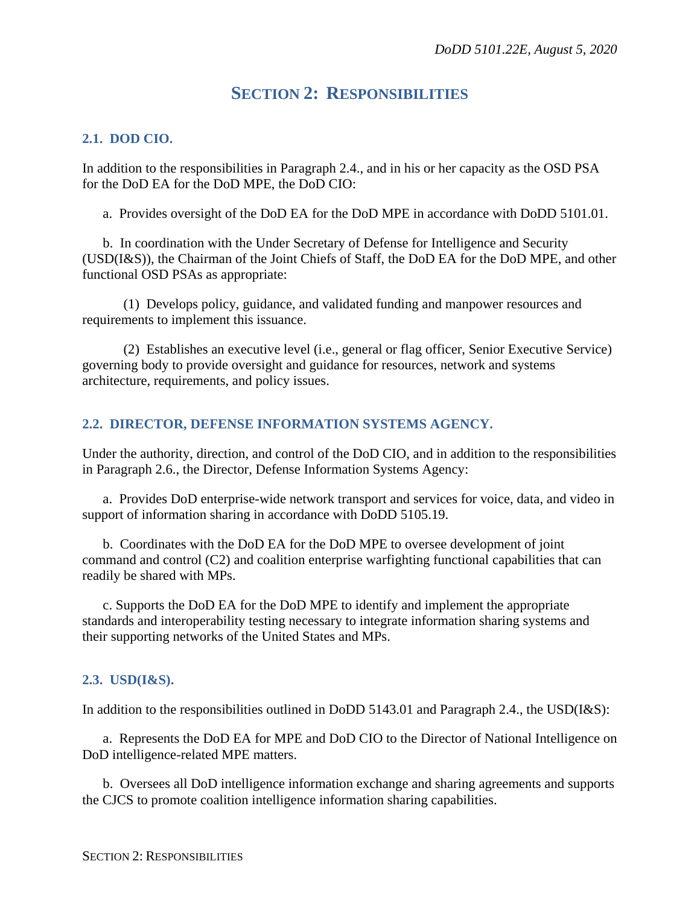# Section 2: Responsibilities

## 2.1. DOD CIO.

In addition to the responsibilities in Paragraph 2.4., and in his or her capacity as the OSD PSA for the DoD EA for the DoD MPE, the DoD CIO:

a. Provides oversight of the DoD EA for the DoD MPE in accordance with DoDD 5101.01.

b. In coordination with the Under Secretary of Defense for Intelligence and Security (USD(I&S)), the Chairman of the Joint Chiefs of Staff, the DoD EA for the DoD MPE, and other functional OSD PSAs as appropriate:

(1) Develops policy, guidance, and validated funding and manpower resources and requirements to implement this issuance.

(2) Establishes an executive level (i.e., general or flag officer, Senior Executive Service) governing body to provide oversight and guidance for resources, network and systems architecture, requirements, and policy issues.

## 2.2. DIRECTOR, DEFENSE INFORMATION SYSTEMS AGENCY.

Under the authority, direction, and control of the DoD CIO, and in addition to the responsibilities in Paragraph 2.6., the Director, Defense Information Systems Agency:

a. Provides DoD enterprise-wide network transport and services for voice, data, and video in support of information sharing in accordance with DoDD 5105.19.

b. Coordinates with the DoD EA for the DoD MPE to oversee development of joint command and control (C2) and coalition enterprise warfighting functional capabilities that can readily be shared with MPs.

c. Supports the DoD EA for the DoD MPE to identify and implement the appropriate standards and interoperability testing necessary to integrate information sharing systems and their supporting networks of the United States and MPs.

## 2.3. USD(I&S).

In addition to the responsibilities outlined in DoDD 5143.01 and Paragraph 2.4., the USD(I&S):

a. Represents the DoD EA for MPE and DoD CIO to the Director of National Intelligence on DoD intelligence-related MPE matters.

b. Oversees all DoD intelligence information exchange and sharing agreements and supports the CJCS to promote coalition intelligence information sharing capabilities.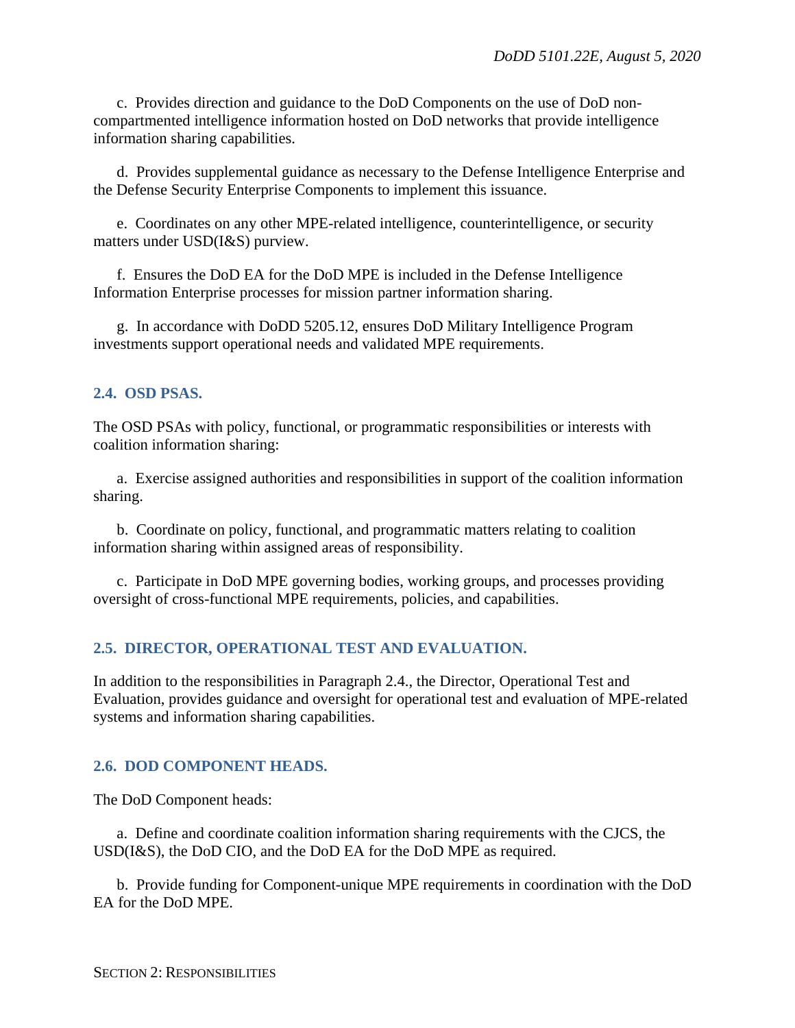c. Provides direction and guidance to the DoD Components on the use of DoD non-compartmented intelligence information hosted on DoD networks that provide intelligence information sharing capabilities.

d. Provides supplemental guidance as necessary to the Defense Intelligence Enterprise and the Defense Security Enterprise Components to implement this issuance.

e. Coordinates on any other MPE-related intelligence, counterintelligence, or security matters under USD(I&S) purview.

f. Ensures the DoD EA for the DoD MPE is included in the Defense Intelligence Information Enterprise processes for mission partner information sharing.

g. In accordance with DoDD 5205.12, ensures DoD Military Intelligence Program investments support operational needs and validated MPE requirements.

## 2.4. OSD PSAS.

The OSD PSAs with policy, functional, or programmatic responsibilities or interests with coalition information sharing:

a. Exercise assigned authorities and responsibilities in support of the coalition information sharing.

b. Coordinate on policy, functional, and programmatic matters relating to coalition information sharing within assigned areas of responsibility.

c. Participate in DoD MPE governing bodies, working groups, and processes providing oversight of cross-functional MPE requirements, policies, and capabilities.

## 2.5. DIRECTOR, OPERATIONAL TEST AND EVALUATION.

In addition to the responsibilities in Paragraph 2.4., the Director, Operational Test and Evaluation, provides guidance and oversight for operational test and evaluation of MPE-related systems and information sharing capabilities.

## 2.6. DOD COMPONENT HEADS.

The DoD Component heads:

a. Define and coordinate coalition information sharing requirements with the CJCS, the USD(I&S), the DoD CIO, and the DoD EA for the DoD MPE as required.

b. Provide funding for Component-unique MPE requirements in coordination with the DoD EA for the DoD MPE.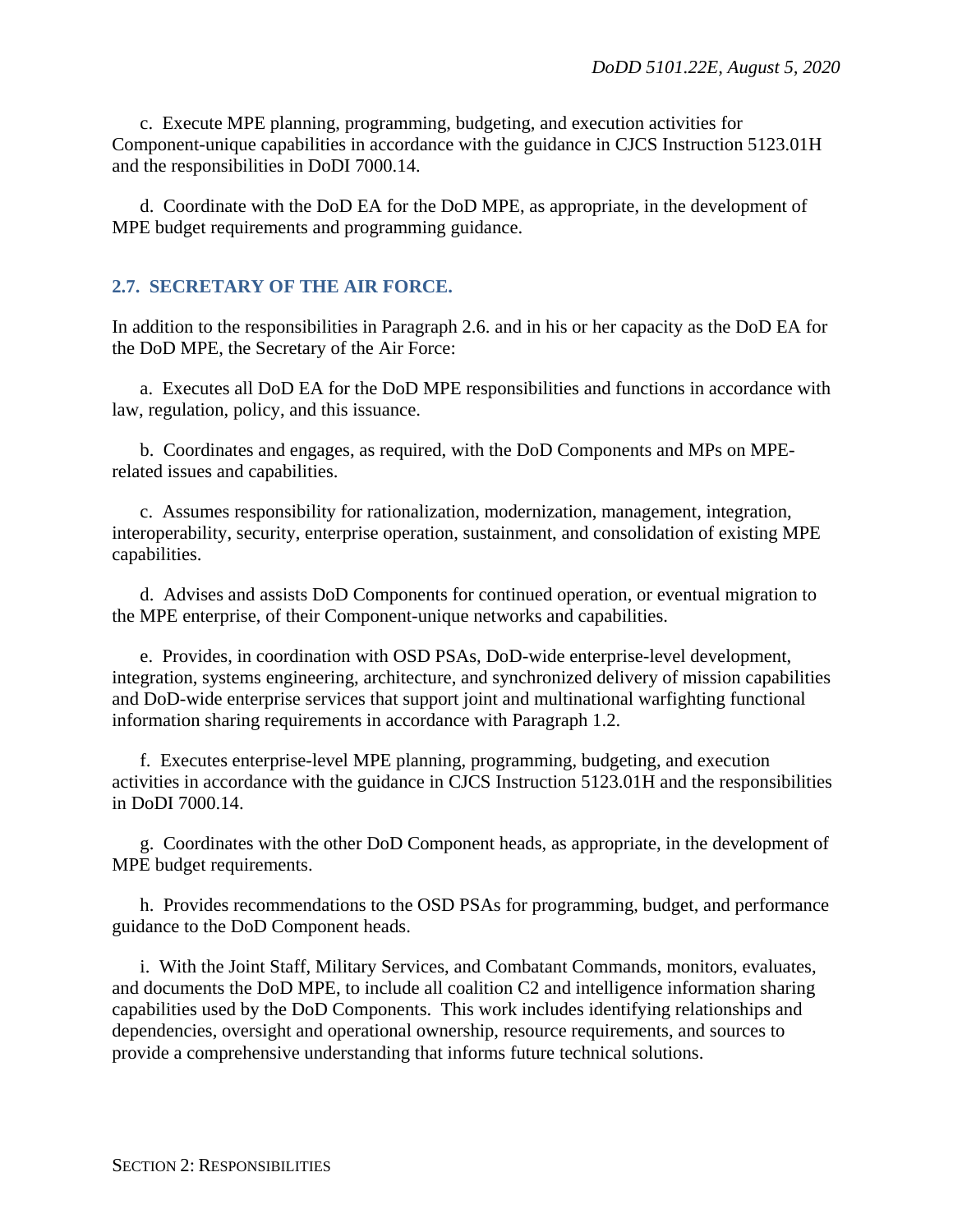c. Execute MPE planning, programming, budgeting, and execution activities for Component-unique capabilities in accordance with the guidance in CJCS Instruction 5123.01H and the responsibilities in DoDI 7000.14.

d. Coordinate with the DoD EA for the DoD MPE, as appropriate, in the development of MPE budget requirements and programming guidance.

## 2.7. SECRETARY OF THE AIR FORCE.

In addition to the responsibilities in Paragraph 2.6. and in his or her capacity as the DoD EA for the DoD MPE, the Secretary of the Air Force:

a. Executes all DoD EA for the DoD MPE responsibilities and functions in accordance with law, regulation, policy, and this issuance.

b. Coordinates and engages, as required, with the DoD Components and MPs on MPE-related issues and capabilities.

c. Assumes responsibility for rationalization, modernization, management, integration, interoperability, security, enterprise operation, sustainment, and consolidation of existing MPE capabilities.

d. Advises and assists DoD Components for continued operation, or eventual migration to the MPE enterprise, of their Component-unique networks and capabilities.

e. Provides, in coordination with OSD PSAs, DoD-wide enterprise-level development, integration, systems engineering, architecture, and synchronized delivery of mission capabilities and DoD-wide enterprise services that support joint and multinational warfighting functional information sharing requirements in accordance with Paragraph 1.2.

f. Executes enterprise-level MPE planning, programming, budgeting, and execution activities in accordance with the guidance in CJCS Instruction 5123.01H and the responsibilities in DoDI 7000.14.

g. Coordinates with the other DoD Component heads, as appropriate, in the development of MPE budget requirements.

h. Provides recommendations to the OSD PSAs for programming, budget, and performance guidance to the DoD Component heads.

i. With the Joint Staff, Military Services, and Combatant Commands, monitors, evaluates, and documents the DoD MPE, to include all coalition C2 and intelligence information sharing capabilities used by the DoD Components. This work includes identifying relationships and dependencies, oversight and operational ownership, resource requirements, and sources to provide a comprehensive understanding that informs future technical solutions.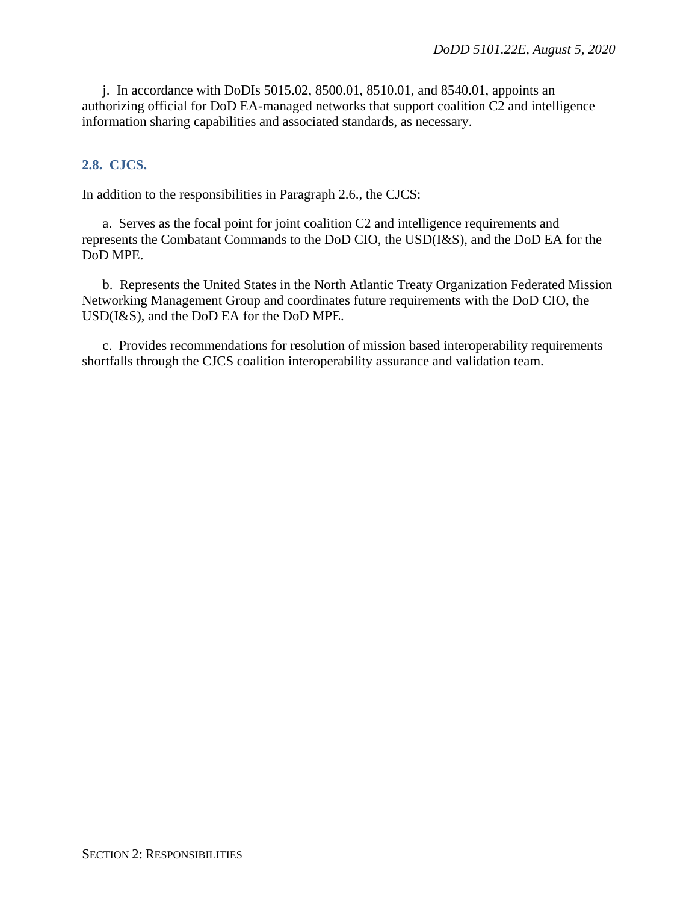j. In accordance with DoDIs 5015.02, 8500.01, 8510.01, and 8540.01, appoints an authorizing official for DoD EA-managed networks that support coalition C2 and intelligence information sharing capabilities and associated standards, as necessary.

## 2.8. CJCS.

In addition to the responsibilities in Paragraph 2.6., the CJCS:

a. Serves as the focal point for joint coalition C2 and intelligence requirements and represents the Combatant Commands to the DoD CIO, the USD(I&S), and the DoD EA for the DoD MPE.

b. Represents the United States in the North Atlantic Treaty Organization Federated Mission Networking Management Group and coordinates future requirements with the DoD CIO, the USD(I&S), and the DoD EA for the DoD MPE.

c. Provides recommendations for resolution of mission based interoperability requirements shortfalls through the CJCS coalition interoperability assurance and validation team.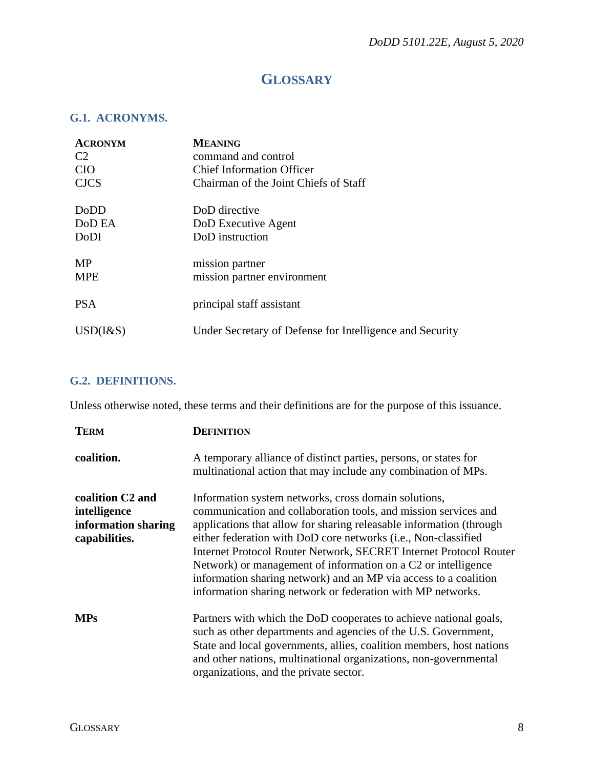# GLOSSARY

## G.1. ACRONYMS.

| ACRONYM | MEANING |
|---|---|
| C2 | command and control |
| CIO | Chief Information Officer |
| CJCS | Chairman of the Joint Chiefs of Staff |
| DoDD | DoD directive |
| DoD EA | DoD Executive Agent |
| DoDI | DoD instruction |
| MP | mission partner |
| MPE | mission partner environment |
| PSA | principal staff assistant |
| USD(I&S) | Under Secretary of Defense for Intelligence and Security |

## G.2. DEFINITIONS.

Unless otherwise noted, these terms and their definitions are for the purpose of this issuance.

| TERM | DEFINITION |
|---|---|
| **coalition.** | A temporary alliance of distinct parties, persons, or states for multinational action that may include any combination of MPs. |
| **coalition C2 and intelligence information sharing capabilities.** | Information system networks, cross domain solutions, communication and collaboration tools, and mission services and applications that allow for sharing releasable information (through either federation with DoD core networks (i.e., Non-classified Internet Protocol Router Network, SECRET Internet Protocol Router Network) or management of information on a C2 or intelligence information sharing network) and an MP via access to a coalition information sharing network or federation with MP networks. |
| **MPs** | Partners with which the DoD cooperates to achieve national goals, such as other departments and agencies of the U.S. Government, State and local governments, allies, coalition members, host nations and other nations, multinational organizations, non-governmental organizations, and the private sector. |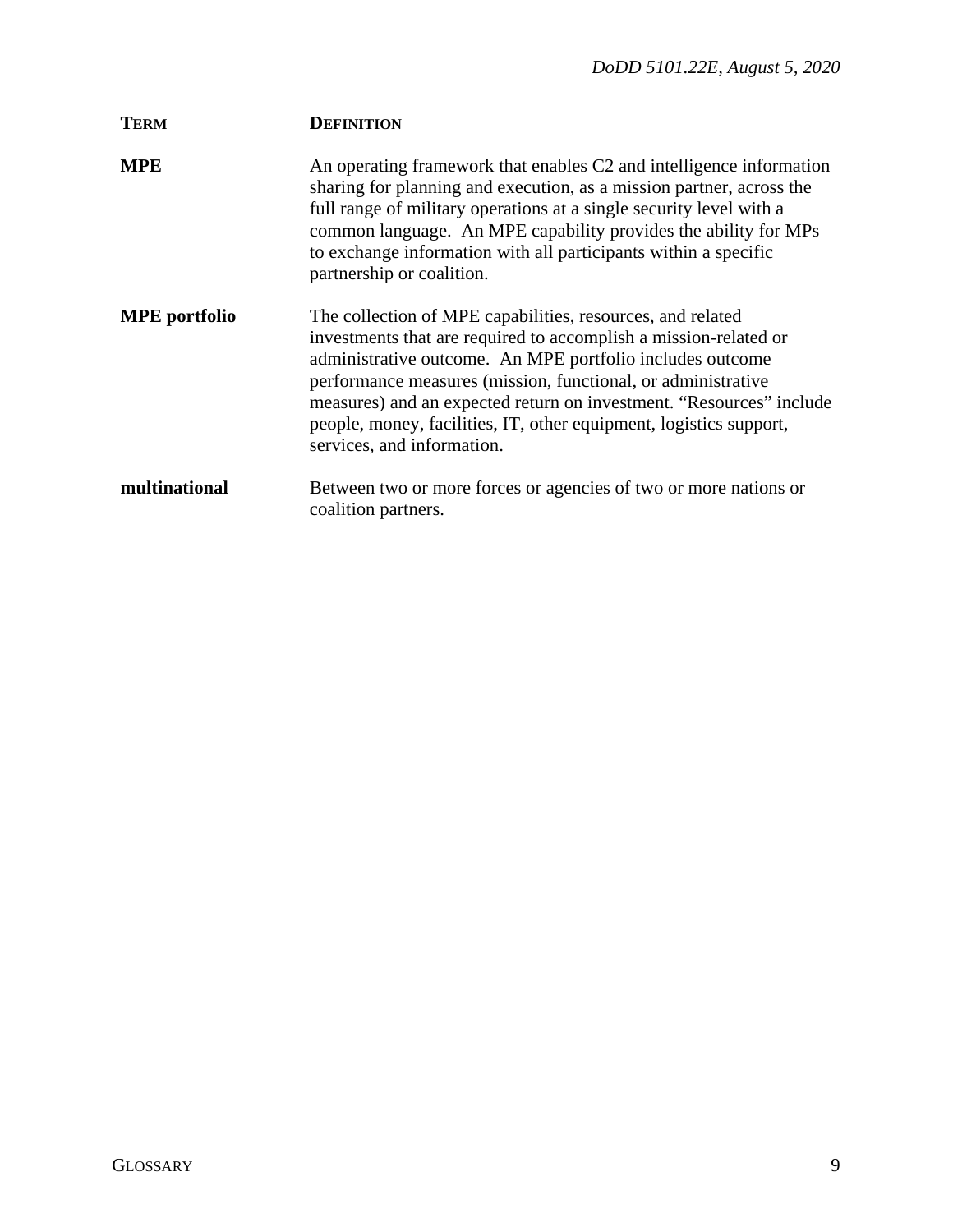| TERM | DEFINITION |
| --- | --- |
| **MPE** | An operating framework that enables C2 and intelligence information sharing for planning and execution, as a mission partner, across the full range of military operations at a single security level with a common language. An MPE capability provides the ability for MPs to exchange information with all participants within a specific partnership or coalition. |
| **MPE portfolio** | The collection of MPE capabilities, resources, and related investments that are required to accomplish a mission-related or administrative outcome. An MPE portfolio includes outcome performance measures (mission, functional, or administrative measures) and an expected return on investment. "Resources" include people, money, facilities, IT, other equipment, logistics support, services, and information. |
| **multinational** | Between two or more forces or agencies of two or more nations or coalition partners. |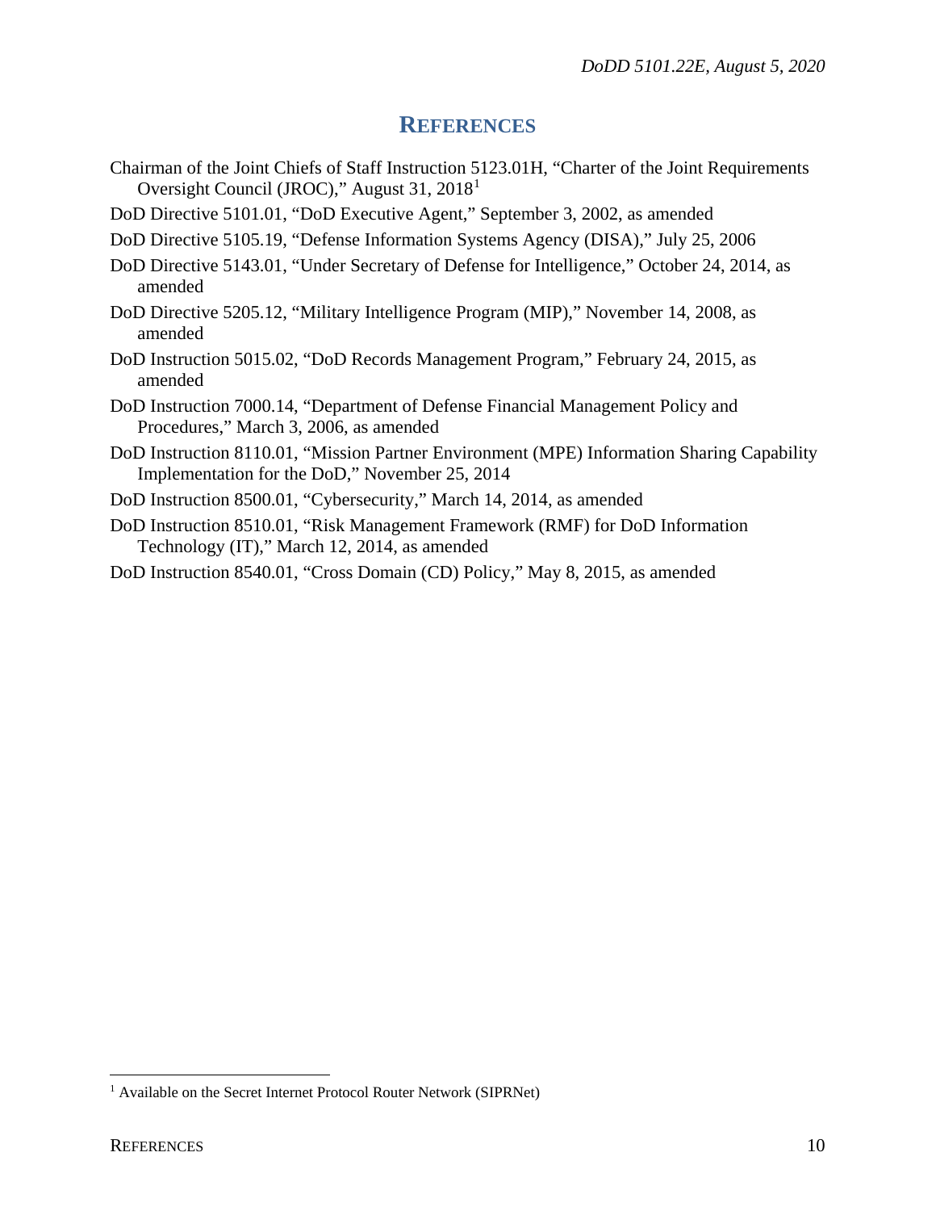# REFERENCES

Chairman of the Joint Chiefs of Staff Instruction 5123.01H, "Charter of the Joint Requirements Oversight Council (JROC)," August 31, 2018[1]

DoD Directive 5101.01, "DoD Executive Agent," September 3, 2002, as amended

DoD Directive 5105.19, "Defense Information Systems Agency (DISA)," July 25, 2006

DoD Directive 5143.01, "Under Secretary of Defense for Intelligence," October 24, 2014, as amended

DoD Directive 5205.12, "Military Intelligence Program (MIP)," November 14, 2008, as amended

DoD Instruction 5015.02, "DoD Records Management Program," February 24, 2015, as amended

DoD Instruction 7000.14, "Department of Defense Financial Management Policy and Procedures," March 3, 2006, as amended

DoD Instruction 8110.01, "Mission Partner Environment (MPE) Information Sharing Capability Implementation for the DoD," November 25, 2014

DoD Instruction 8500.01, "Cybersecurity," March 14, 2014, as amended

DoD Instruction 8510.01, "Risk Management Framework (RMF) for DoD Information Technology (IT)," March 12, 2014, as amended

DoD Instruction 8540.01, "Cross Domain (CD) Policy," May 8, 2015, as amended

[1] Available on the Secret Internet Protocol Router Network (SIPRNet)